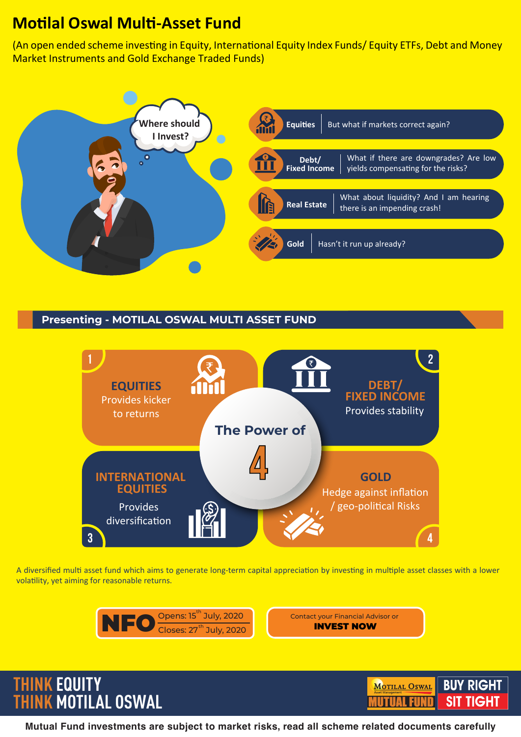# Motilal Oswal Multi-Asset Fund

(An open ended scheme investing in Equity, International Equity Index Funds/ Equity ETFs, Debt and Money Market Instruments and Gold Exchange Traded Funds)

Where should I Invest?

| | |
|---|---|
| **Equities** | But what if markets correct again? |
| **Debt/ Fixed Income** | What if there are downgrades? Are low yields compensating for the risks? |
| **Real Estate** | What about liquidity? And I am hearing there is an impending crash! |
| **Gold** | Hasn't it run up already? |

## Presenting - MOTILAL OSWAL MULTI ASSET FUND

**The Power of 4**

1. **EQUITIES** – Provides kicker to returns
2. **DEBT/ FIXED INCOME** – Provides stability
3. **INTERNATIONAL EQUITIES** – Provides diversification
4. **GOLD** – Hedge against inflation / geo-political Risks

A diversified multi asset fund which aims to generate long-term capital appreciation by investing in multiple asset classes with a lower volatility, yet aiming for reasonable returns.

**NFO** Opens: 15th July, 2020 | Closes: 27th July, 2020

Contact your Financial Advisor or **INVEST NOW**

THINK EQUITY THINK MOTILAL OSWAL

MOTILAL OSWAL Asset Management MUTUAL FUND | BUY RIGHT SIT TIGHT

**Mutual Fund investments are subject to market risks, read all scheme related documents carefully**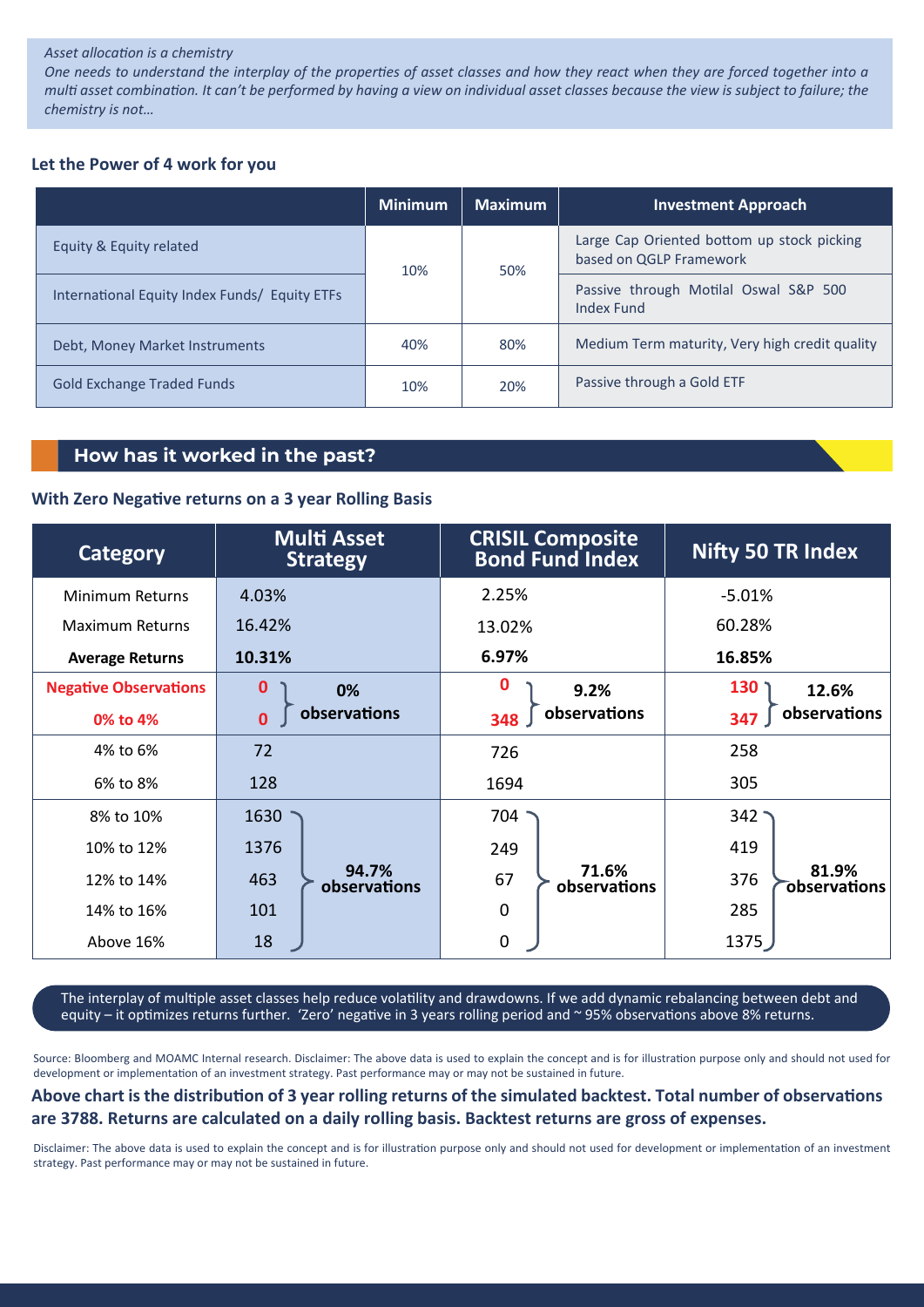*Asset allocation is a chemistry*
*One needs to understand the interplay of the properties of asset classes and how they react when they are forced together into a multi asset combination. It can't be performed by having a view on individual asset classes because the view is subject to failure; the chemistry is not…*

### Let the Power of 4 work for you

| | Minimum | Maximum | Investment Approach |
|---|---|---|---|
| Equity & Equity related | 10% | 50% | Large Cap Oriented bottom up stock picking based on QGLP Framework |
| International Equity Index Funds/ Equity ETFs | | | Passive through Motilal Oswal S&P 500 Index Fund |
| Debt, Money Market Instruments | 40% | 80% | Medium Term maturity, Very high credit quality |
| Gold Exchange Traded Funds | 10% | 20% | Passive through a Gold ETF |

## How has it worked in the past?

### With Zero Negative returns on a 3 year Rolling Basis

| Category | Multi Asset Strategy | | CRISIL Composite Bond Fund Index | | Nifty 50 TR Index | |
|---|---|---|---|---|---|---|
| Minimum Returns | 4.03% | | 2.25% | | -5.01% | |
| Maximum Returns | 16.42% | | 13.02% | | 60.28% | |
| **Average Returns** | **10.31%** | | **6.97%** | | **16.85%** | |
| **Negative Observations** | 0 | 0% observations | 0 | 9.2% observations | 130 | 12.6% observations |
| **0% to 4%** | 0 | | 348 | | 347 | |
| 4% to 6% | 72 | | 726 | | 258 | |
| 6% to 8% | 128 | | 1694 | | 305 | |
| 8% to 10% | 1630 | 94.7% observations | 704 | 71.6% observations | 342 | 81.9% observations |
| 10% to 12% | 1376 | | 249 | | 419 | |
| 12% to 14% | 463 | | 67 | | 376 | |
| 14% to 16% | 101 | | 0 | | 285 | |
| Above 16% | 18 | | 0 | | 1375 | |

The interplay of multiple asset classes help reduce volatility and drawdowns. If we add dynamic rebalancing between debt and equity – it optimizes returns further. 'Zero' negative in 3 years rolling period and ~ 95% observations above 8% returns.

Source: Bloomberg and MOAMC Internal research. Disclaimer: The above data is used to explain the concept and is for illustration purpose only and should not used for development or implementation of an investment strategy. Past performance may or may not be sustained in future.

**Above chart is the distribution of 3 year rolling returns of the simulated backtest. Total number of observations are 3788. Returns are calculated on a daily rolling basis. Backtest returns are gross of expenses.**

Disclaimer: The above data is used to explain the concept and is for illustration purpose only and should not used for development or implementation of an investment strategy. Past performance may or may not be sustained in future.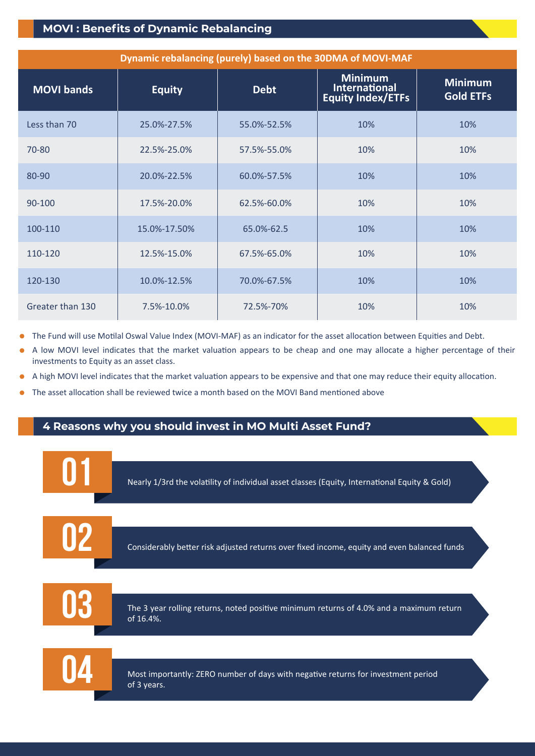## MOVI : Benefits of Dynamic Rebalancing

| Dynamic rebalancing (purely) based on the 30DMA of MOVI-MAF | | | | |
|---|---|---|---|---|
| **MOVI bands** | **Equity** | **Debt** | **Minimum International Equity Index/ETFs** | **Minimum Gold ETFs** |
| Less than 70 | 25.0%-27.5% | 55.0%-52.5% | 10% | 10% |
| 70-80 | 22.5%-25.0% | 57.5%-55.0% | 10% | 10% |
| 80-90 | 20.0%-22.5% | 60.0%-57.5% | 10% | 10% |
| 90-100 | 17.5%-20.0% | 62.5%-60.0% | 10% | 10% |
| 100-110 | 15.0%-17.50% | 65.0%-62.5 | 10% | 10% |
| 110-120 | 12.5%-15.0% | 67.5%-65.0% | 10% | 10% |
| 120-130 | 10.0%-12.5% | 70.0%-67.5% | 10% | 10% |
| Greater than 130 | 7.5%-10.0% | 72.5%-70% | 10% | 10% |

- The Fund will use Motilal Oswal Value Index (MOVI-MAF) as an indicator for the asset allocation between Equities and Debt.
- A low MOVI level indicates that the market valuation appears to be cheap and one may allocate a higher percentage of their investments to Equity as an asset class.
- A high MOVI level indicates that the market valuation appears to be expensive and that one may reduce their equity allocation.
- The asset allocation shall be reviewed twice a month based on the MOVI Band mentioned above

## 4 Reasons why you should invest in MO Multi Asset Fund?

**01** Nearly 1/3rd the volatility of individual asset classes (Equity, International Equity & Gold)

**02** Considerably better risk adjusted returns over fixed income, equity and even balanced funds

**03** The 3 year rolling returns, noted positive minimum returns of 4.0% and a maximum return of 16.4%.

**04** Most importantly: ZERO number of days with negative returns for investment period of 3 years.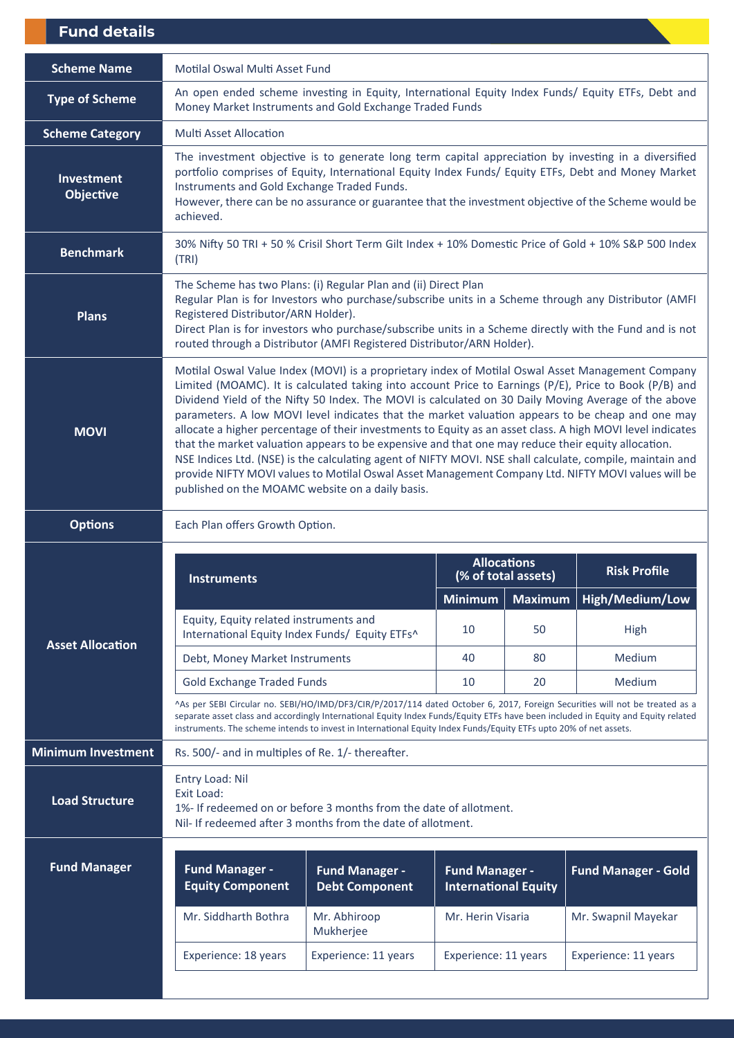## Fund details

| Field | Details |
|---|---|
| **Scheme Name** | Motilal Oswal Multi Asset Fund |
| **Type of Scheme** | An open ended scheme investing in Equity, International Equity Index Funds/ Equity ETFs, Debt and Money Market Instruments and Gold Exchange Traded Funds |
| **Scheme Category** | Multi Asset Allocation |
| **Investment Objective** | The investment objective is to generate long term capital appreciation by investing in a diversified portfolio comprises of Equity, International Equity Index Funds/ Equity ETFs, Debt and Money Market Instruments and Gold Exchange Traded Funds.<br>However, there can be no assurance or guarantee that the investment objective of the Scheme would be achieved. |
| **Benchmark** | 30% Nifty 50 TRI + 50 % Crisil Short Term Gilt Index + 10% Domestic Price of Gold + 10% S&P 500 Index (TRI) |
| **Plans** | The Scheme has two Plans: (i) Regular Plan and (ii) Direct Plan<br>Regular Plan is for Investors who purchase/subscribe units in a Scheme through any Distributor (AMFI Registered Distributor/ARN Holder).<br>Direct Plan is for investors who purchase/subscribe units in a Scheme directly with the Fund and is not routed through a Distributor (AMFI Registered Distributor/ARN Holder). |
| **MOVI** | Motilal Oswal Value Index (MOVI) is a proprietary index of Motilal Oswal Asset Management Company Limited (MOAMC). It is calculated taking into account Price to Earnings (P/E), Price to Book (P/B) and Dividend Yield of the Nifty 50 Index. The MOVI is calculated on 30 Daily Moving Average of the above parameters. A low MOVI level indicates that the market valuation appears to be cheap and one may allocate a higher percentage of their investments to Equity as an asset class. A high MOVI level indicates that the market valuation appears to be expensive and that one may reduce their equity allocation.<br>NSE Indices Ltd. (NSE) is the calculating agent of NIFTY MOVI. NSE shall calculate, compile, maintain and provide NIFTY MOVI values to Motilal Oswal Asset Management Company Ltd. NIFTY MOVI values will be published on the MOAMC website on a daily basis. |
| **Options** | Each Plan offers Growth Option. |

### Asset Allocation

| Instruments | Allocations (% of total assets) | | Risk Profile |
|---|---|---|---|
| | Minimum | Maximum | High/Medium/Low |
| Equity, Equity related instruments and International Equity Index Funds/ Equity ETFs^ | 10 | 50 | High |
| Debt, Money Market Instruments | 40 | 80 | Medium |
| Gold Exchange Traded Funds | 10 | 20 | Medium |

^As per SEBI Circular no. SEBI/HO/IMD/DF3/CIR/P/2017/114 dated October 6, 2017, Foreign Securities will not be treated as a separate asset class and accordingly International Equity Index Funds/Equity ETFs have been included in Equity and Equity related instruments. The scheme intends to invest in International Equity Index Funds/Equity ETFs upto 20% of net assets.

| Field | Details |
|---|---|
| **Minimum Investment** | Rs. 500/- and in multiples of Re. 1/- thereafter. |
| **Load Structure** | Entry Load: Nil<br>Exit Load:<br>1%- If redeemed on or before 3 months from the date of allotment.<br>Nil- If redeemed after 3 months from the date of allotment. |

### Fund Manager

| Fund Manager - Equity Component | Fund Manager - Debt Component | Fund Manager - International Equity | Fund Manager - Gold |
|---|---|---|---|
| Mr. Siddharth Bothra | Mr. Abhiroop Mukherjee | Mr. Herin Visaria | Mr. Swapnil Mayekar |
| Experience: 18 years | Experience: 11 years | Experience: 11 years | Experience: 11 years |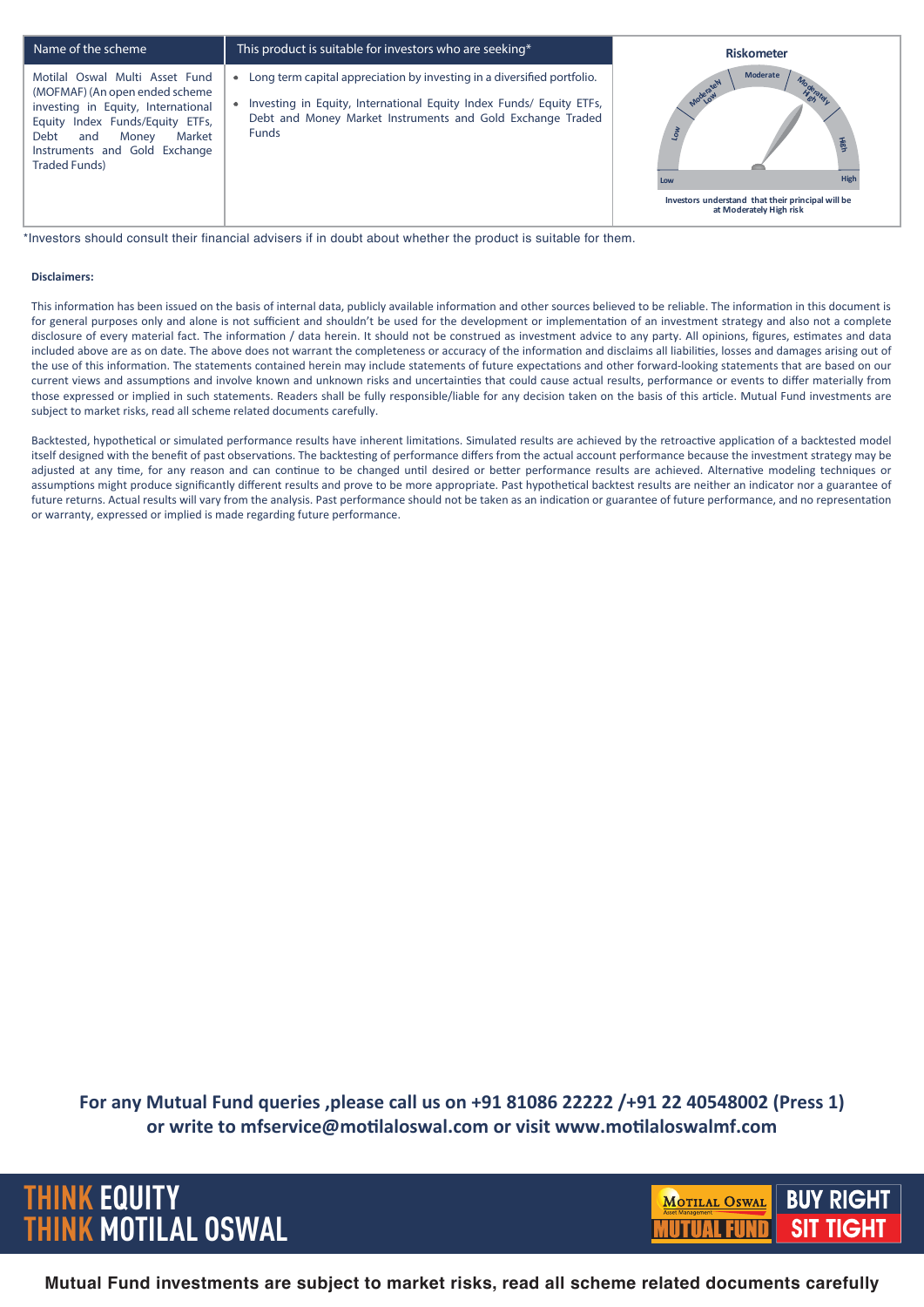| Name of the scheme | This product is suitable for investors who are seeking* | Riskometer |
|---|---|---|
| Motilal Oswal Multi Asset Fund (MOFMAF) (An open ended scheme investing in Equity, International Equity Index Funds/Equity ETFs, Debt and Money Market Instruments and Gold Exchange Traded Funds) | • Long term capital appreciation by investing in a diversified portfolio.<br>• Investing in Equity, International Equity Index Funds/ Equity ETFs, Debt and Money Market Instruments and Gold Exchange Traded Funds | Low, Moderately Low, Moderate, Moderately High, High<br>Investors understand that their principal will be at Moderately High risk |

*Investors should consult their financial advisers if in doubt about whether the product is suitable for them.

**Disclaimers:**

This information has been issued on the basis of internal data, publicly available information and other sources believed to be reliable. The information in this document is for general purposes only and alone is not sufficient and shouldn't be used for the development or implementation of an investment strategy and also not a complete disclosure of every material fact. The information / data herein. It should not be construed as investment advice to any party. All opinions, figures, estimates and data included above are as on date. The above does not warrant the completeness or accuracy of the information and disclaims all liabilities, losses and damages arising out of the use of this information. The statements contained herein may include statements of future expectations and other forward-looking statements that are based on our current views and assumptions and involve known and unknown risks and uncertainties that could cause actual results, performance or events to differ materially from those expressed or implied in such statements. Readers shall be fully responsible/liable for any decision taken on the basis of this article. Mutual Fund investments are subject to market risks, read all scheme related documents carefully.

Backtested, hypothetical or simulated performance results have inherent limitations. Simulated results are achieved by the retroactive application of a backtested model itself designed with the benefit of past observations. The backtesting of performance differs from the actual account performance because the investment strategy may be adjusted at any time, for any reason and can continue to be changed until desired or better performance results are achieved. Alternative modeling techniques or assumptions might produce significantly different results and prove to be more appropriate. Past hypothetical backtest results are neither an indicator nor a guarantee of future returns. Actual results will vary from the analysis. Past performance should not be taken as an indication or guarantee of future performance, and no representation or warranty, expressed or implied is made regarding future performance.

**For any Mutual Fund queries ,please call us on +91 81086 22222 /+91 22 40548002 (Press 1) or write to mfservice@motilaloswal.com or visit www.motilaloswalmf.com**

**THINK EQUITY**
**THINK MOTILAL OSWAL**

Motilal Oswal Asset Management MUTUAL FUND

**BUY RIGHT SIT TIGHT**

**Mutual Fund investments are subject to market risks, read all scheme related documents carefully**